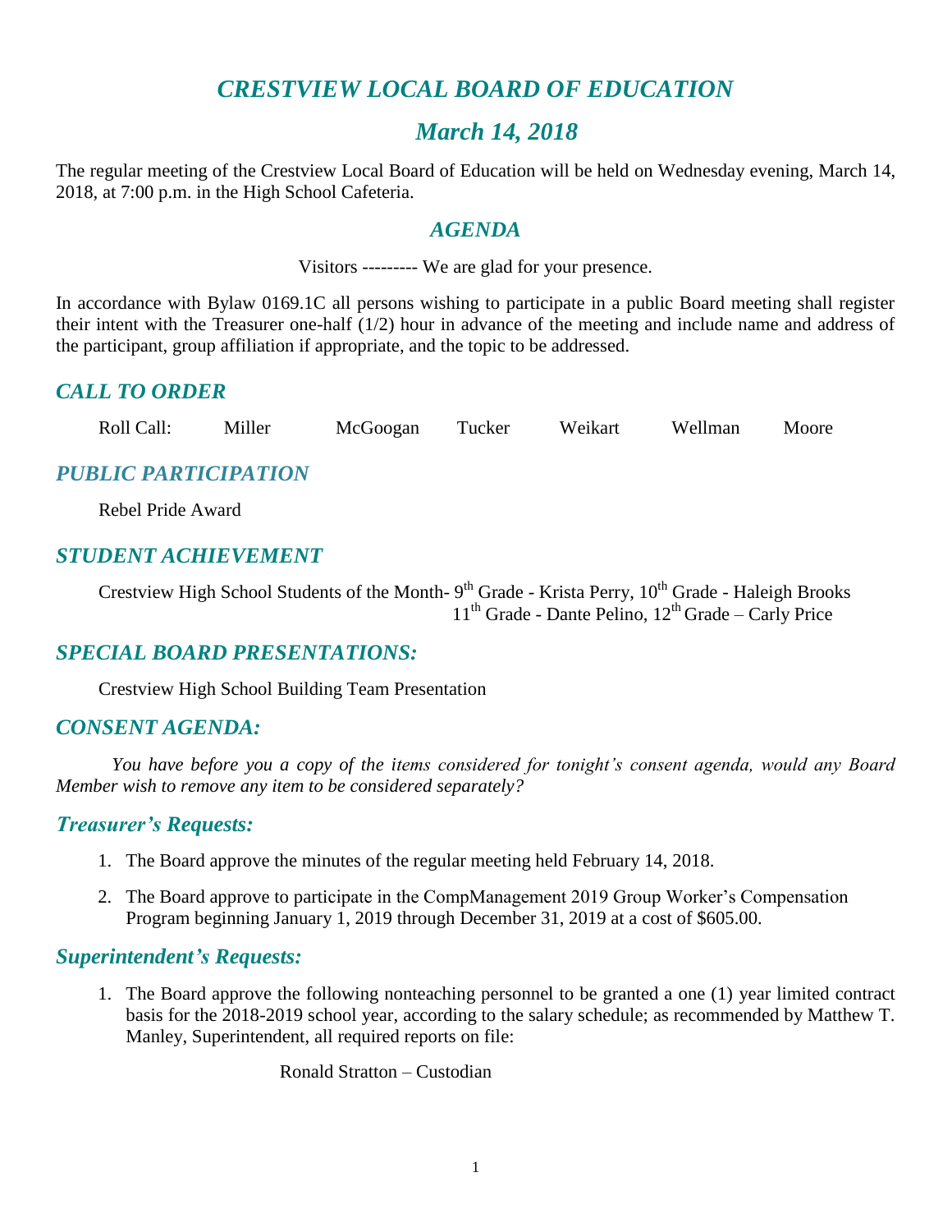# *CRESTVIEW LOCAL BOARD OF EDUCATION*

## *March 14, 2018*

The regular meeting of the Crestview Local Board of Education will be held on Wednesday evening, March 14, 2018, at 7:00 p.m. in the High School Cafeteria.

## *AGENDA*

Visitors --------- We are glad for your presence.

In accordance with Bylaw 0169.1C all persons wishing to participate in a public Board meeting shall register their intent with the Treasurer one-half (1/2) hour in advance of the meeting and include name and address of the participant, group affiliation if appropriate, and the topic to be addressed.

## *CALL TO ORDER*

Roll Call: Miller McGoogan Tucker Weikart Wellman Moore

## *PUBLIC PARTICIPATION*

Rebel Pride Award

## *STUDENT ACHIEVEMENT*

Crestview High School Students of the Month- 9th Grade - Krista Perry, 10th Grade - Haleigh Brooks
11th Grade - Dante Pelino, 12th Grade – Carly Price

## *SPECIAL BOARD PRESENTATIONS:*

Crestview High School Building Team Presentation

## *CONSENT AGENDA:*

*You have before you a copy of the items considered for tonight's consent agenda, would any Board Member wish to remove any item to be considered separately?*

### *Treasurer's Requests:*

1. The Board approve the minutes of the regular meeting held February 14, 2018.
2. The Board approve to participate in the CompManagement 2019 Group Worker's Compensation Program beginning January 1, 2019 through December 31, 2019 at a cost of $605.00.

### *Superintendent's Requests:*

1. The Board approve the following nonteaching personnel to be granted a one (1) year limited contract basis for the 2018-2019 school year, according to the salary schedule; as recommended by Matthew T. Manley, Superintendent, all required reports on file:

   Ronald Stratton – Custodian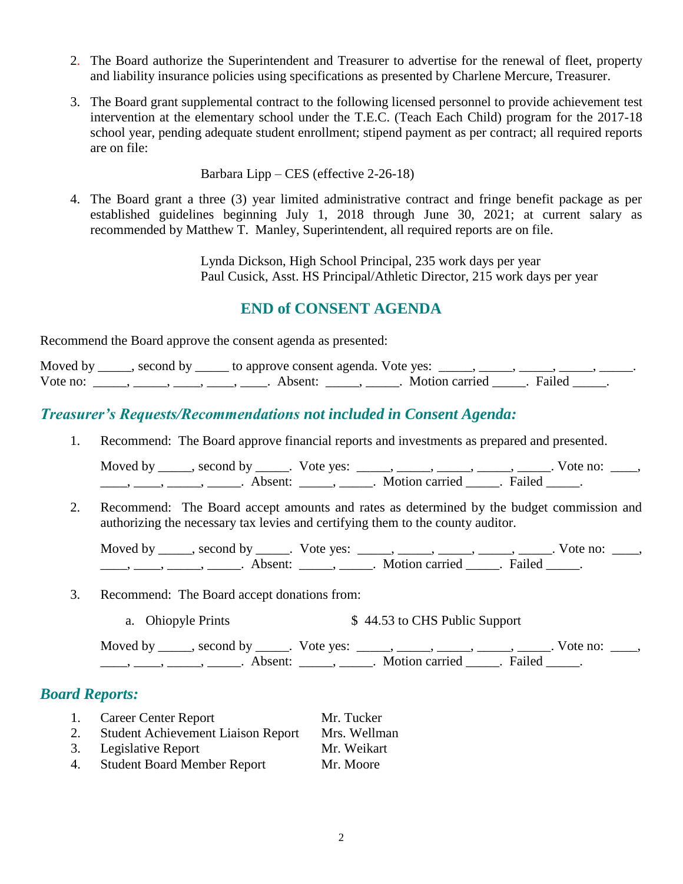2. The Board authorize the Superintendent and Treasurer to advertise for the renewal of fleet, property and liability insurance policies using specifications as presented by Charlene Mercure, Treasurer.

3. The Board grant supplemental contract to the following licensed personnel to provide achievement test intervention at the elementary school under the T.E.C. (Teach Each Child) program for the 2017-18 school year, pending adequate student enrollment; stipend payment as per contract; all required reports are on file:

   Barbara Lipp – CES (effective 2-26-18)

4. The Board grant a three (3) year limited administrative contract and fringe benefit package as per established guidelines beginning July 1, 2018 through June 30, 2021; at current salary as recommended by Matthew T. Manley, Superintendent, all required reports are on file.

   Lynda Dickson, High School Principal, 235 work days per year
   Paul Cusick, Asst. HS Principal/Athletic Director, 215 work days per year

## END of CONSENT AGENDA

Recommend the Board approve the consent agenda as presented:

Moved by _____, second by _____ to approve consent agenda. Vote yes: _____, _____, _____, _____, _____. Vote no: _____, _____, ____, ____, ____. Absent: _____, _____. Motion carried _____. Failed _____.

## *Treasurer's Requests/Recommendations not included in Consent Agenda:*

1. Recommend: The Board approve financial reports and investments as prepared and presented.

   Moved by _____, second by _____. Vote yes: _____, _____, _____, _____, _____. Vote no: ____, ____, ____, _____, _____. Absent: _____, _____. Motion carried _____. Failed _____.

2. Recommend: The Board accept amounts and rates as determined by the budget commission and authorizing the necessary tax levies and certifying them to the county auditor.

   Moved by _____, second by _____. Vote yes: _____, _____, _____, _____, _____. Vote no: ____, ____, ____, _____, _____. Absent: _____, _____. Motion carried _____. Failed _____.

3. Recommend: The Board accept donations from:

   a. Ohiopyle Prints $ 44.53 to CHS Public Support

   Moved by _____, second by _____. Vote yes: _____, _____, _____, _____, _____. Vote no: ____, ____, ____, _____, _____. Absent: _____, _____. Motion carried _____. Failed _____.

## *Board Reports:*

1. Career Center Report — Mr. Tucker
2. Student Achievement Liaison Report — Mrs. Wellman
3. Legislative Report — Mr. Weikart
4. Student Board Member Report — Mr. Moore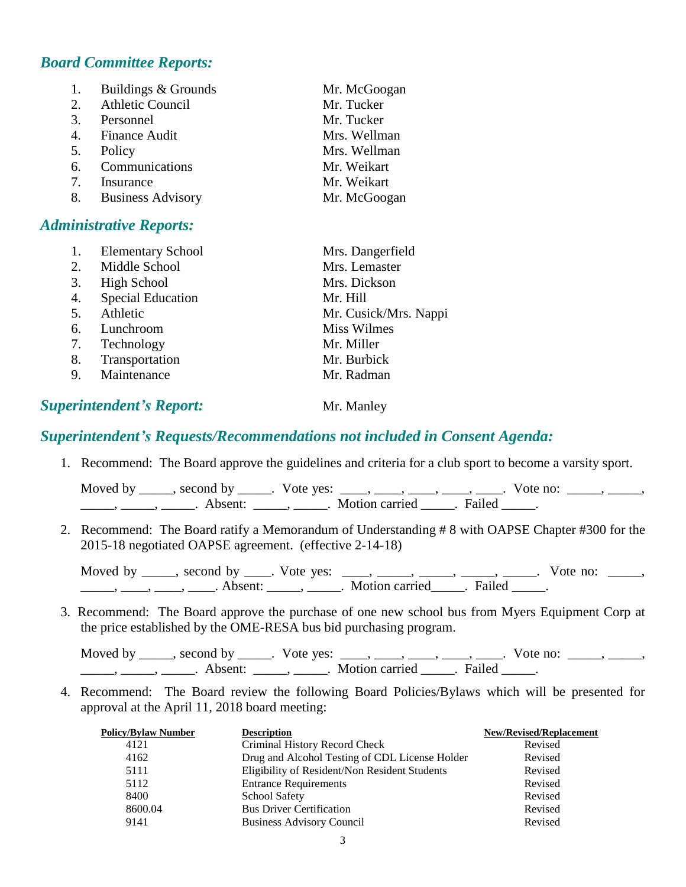## *Board Committee Reports:*

1. Buildings & Grounds — Mr. McGoogan
2. Athletic Council — Mr. Tucker
3. Personnel — Mr. Tucker
4. Finance Audit — Mrs. Wellman
5. Policy — Mrs. Wellman
6. Communications — Mr. Weikart
7. Insurance — Mr. Weikart
8. Business Advisory — Mr. McGoogan

## *Administrative Reports:*

1. Elementary School — Mrs. Dangerfield
2. Middle School — Mrs. Lemaster
3. High School — Mrs. Dickson
4. Special Education — Mr. Hill
5. Athletic — Mr. Cusick/Mrs. Nappi
6. Lunchroom — Miss Wilmes
7. Technology — Mr. Miller
8. Transportation — Mr. Burbick
9. Maintenance — Mr. Radman

## *Superintendent's Report:* Mr. Manley

## *Superintendent's Requests/Recommendations not included in Consent Agenda:*

1. Recommend: The Board approve the guidelines and criteria for a club sport to become a varsity sport.

   Moved by _____, second by _____. Vote yes: ____, ____, ____, ____, ____. Vote no: _____, _____, _____, _____, _____. Absent: _____, _____. Motion carried _____. Failed _____.

2. Recommend: The Board ratify a Memorandum of Understanding # 8 with OAPSE Chapter #300 for the 2015-18 negotiated OAPSE agreement. (effective 2-14-18)

   Moved by _____, second by ____. Vote yes: ____, _____, _____, _____, _____. Vote no: _____, _____, ____, ____, ____. Absent: _____, _____. Motion carried_____. Failed _____.

3. Recommend: The Board approve the purchase of one new school bus from Myers Equipment Corp at the price established by the OME-RESA bus bid purchasing program.

   Moved by _____, second by _____. Vote yes: ____, ____, ____, ____, ____. Vote no: _____, _____, _____, _____, _____. Absent: _____, _____. Motion carried _____. Failed _____.

4. Recommend: The Board review the following Board Policies/Bylaws which will be presented for approval at the April 11, 2018 board meeting:

| Policy/Bylaw Number | Description | New/Revised/Replacement |
|---|---|---|
| 4121 | Criminal History Record Check | Revised |
| 4162 | Drug and Alcohol Testing of CDL License Holder | Revised |
| 5111 | Eligibility of Resident/Non Resident Students | Revised |
| 5112 | Entrance Requirements | Revised |
| 8400 | School Safety | Revised |
| 8600.04 | Bus Driver Certification | Revised |
| 9141 | Business Advisory Council | Revised |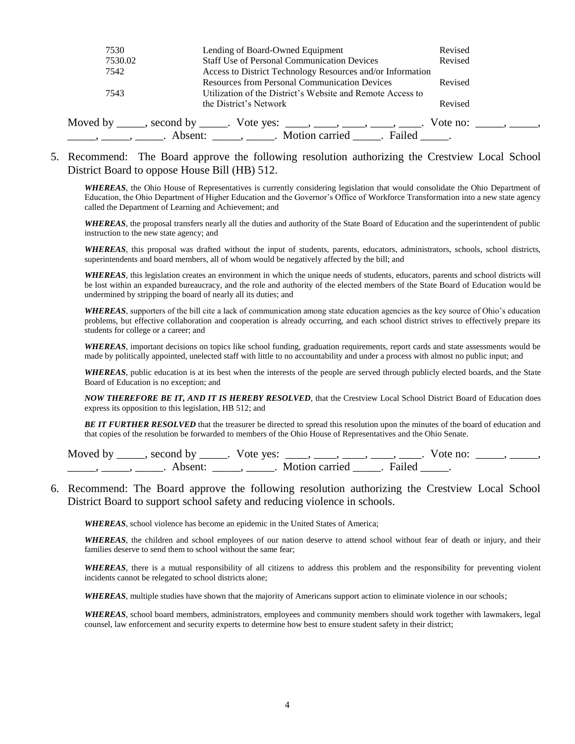| | | |
|---|---|---|
| 7530 | Lending of Board-Owned Equipment | Revised |
| 7530.02 | Staff Use of Personal Communication Devices | Revised |
| 7542 | Access to District Technology Resources and/or Information Resources from Personal Communication Devices | Revised |
| 7543 | Utilization of the District's Website and Remote Access to the District's Network | Revised |

Moved by _____, second by _____. Vote yes: ____, ____, ____, ____, ____. Vote no: _____, _____, _____, _____, _____. Absent: _____, _____. Motion carried _____. Failed _____.

5. Recommend: The Board approve the following resolution authorizing the Crestview Local School District Board to oppose House Bill (HB) 512.

***WHEREAS***, the Ohio House of Representatives is currently considering legislation that would consolidate the Ohio Department of Education, the Ohio Department of Higher Education and the Governor's Office of Workforce Transformation into a new state agency called the Department of Learning and Achievement; and

***WHEREAS***, the proposal transfers nearly all the duties and authority of the State Board of Education and the superintendent of public instruction to the new state agency; and

***WHEREAS***, this proposal was drafted without the input of students, parents, educators, administrators, schools, school districts, superintendents and board members, all of whom would be negatively affected by the bill; and

***WHEREAS***, this legislation creates an environment in which the unique needs of students, educators, parents and school districts will be lost within an expanded bureaucracy, and the role and authority of the elected members of the State Board of Education would be undermined by stripping the board of nearly all its duties; and

***WHEREAS***, supporters of the bill cite a lack of communication among state education agencies as the key source of Ohio's education problems, but effective collaboration and cooperation is already occurring, and each school district strives to effectively prepare its students for college or a career; and

***WHEREAS***, important decisions on topics like school funding, graduation requirements, report cards and state assessments would be made by politically appointed, unelected staff with little to no accountability and under a process with almost no public input; and

***WHEREAS***, public education is at its best when the interests of the people are served through publicly elected boards, and the State Board of Education is no exception; and

***NOW THEREFORE BE IT, AND IT IS HEREBY RESOLVED***, that the Crestview Local School District Board of Education does express its opposition to this legislation, HB 512; and

***BE IT FURTHER RESOLVED*** that the treasurer be directed to spread this resolution upon the minutes of the board of education and that copies of the resolution be forwarded to members of the Ohio House of Representatives and the Ohio Senate.

Moved by _____, second by _____. Vote yes: ____, ____, ____, ____, ____. Vote no: _____, _____, _____, _____, _____. Absent: _____, _____. Motion carried _____. Failed _____.

6. Recommend: The Board approve the following resolution authorizing the Crestview Local School District Board to support school safety and reducing violence in schools.

***WHEREAS***, school violence has become an epidemic in the United States of America;

***WHEREAS***, the children and school employees of our nation deserve to attend school without fear of death or injury, and their families deserve to send them to school without the same fear;

***WHEREAS***, there is a mutual responsibility of all citizens to address this problem and the responsibility for preventing violent incidents cannot be relegated to school districts alone;

***WHEREAS***, multiple studies have shown that the majority of Americans support action to eliminate violence in our schools;

***WHEREAS***, school board members, administrators, employees and community members should work together with lawmakers, legal counsel, law enforcement and security experts to determine how best to ensure student safety in their district;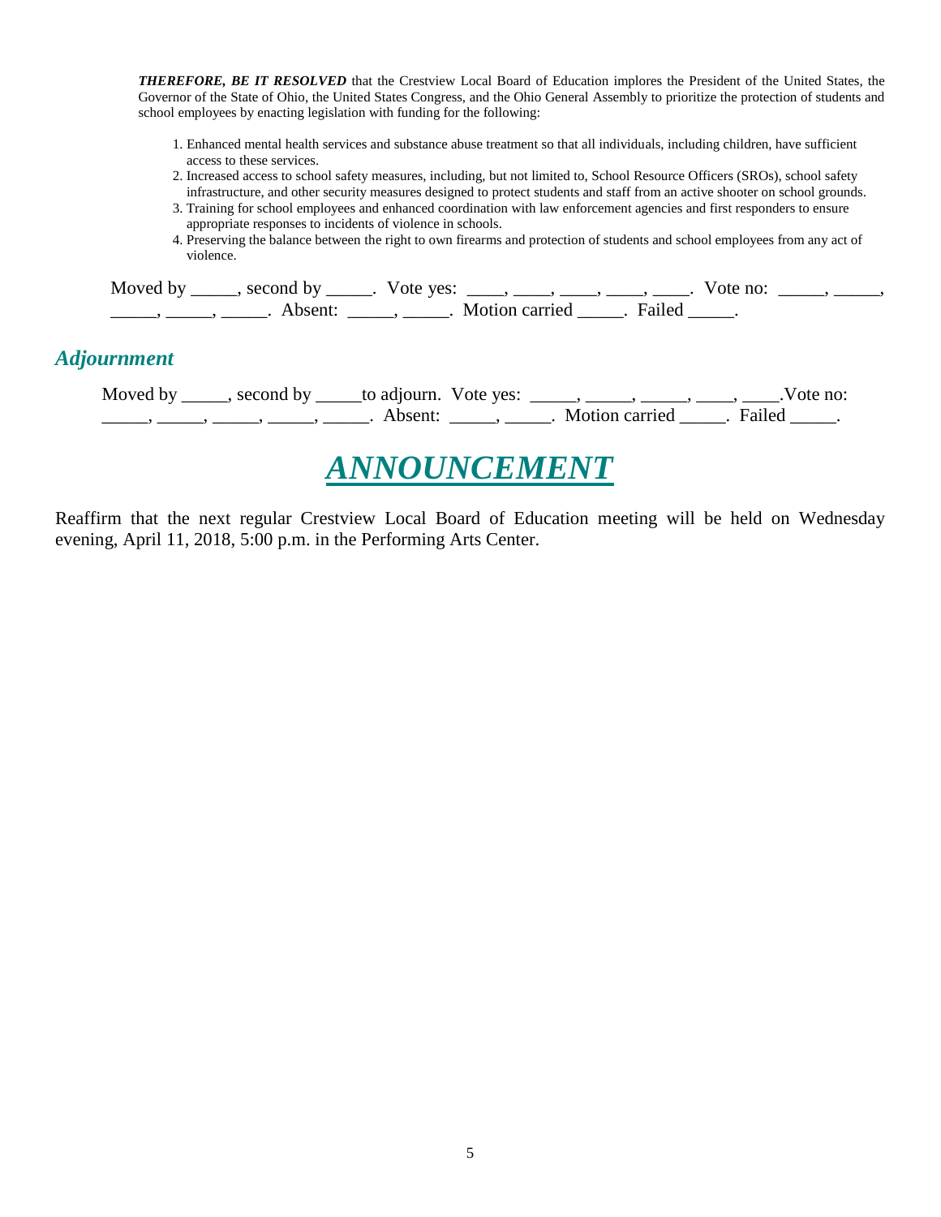***THEREFORE, BE IT RESOLVED*** that the Crestview Local Board of Education implores the President of the United States, the Governor of the State of Ohio, the United States Congress, and the Ohio General Assembly to prioritize the protection of students and school employees by enacting legislation with funding for the following:

1. Enhanced mental health services and substance abuse treatment so that all individuals, including children, have sufficient access to these services.
2. Increased access to school safety measures, including, but not limited to, School Resource Officers (SROs), school safety infrastructure, and other security measures designed to protect students and staff from an active shooter on school grounds.
3. Training for school employees and enhanced coordination with law enforcement agencies and first responders to ensure appropriate responses to incidents of violence in schools.
4. Preserving the balance between the right to own firearms and protection of students and school employees from any act of violence.

Moved by _____, second by _____. Vote yes: ____, ____, ____, ____, ____. Vote no: _____, _____, _____, _____, _____. Absent: _____, _____. Motion carried _____. Failed _____.

## *Adjournment*

Moved by _____, second by _____to adjourn. Vote yes: _____, _____, _____, ____, ____.Vote no: _____, _____, _____, _____, _____. Absent: _____, _____. Motion carried _____. Failed _____.

# ***ANNOUNCEMENT***

Reaffirm that the next regular Crestview Local Board of Education meeting will be held on Wednesday evening, April 11, 2018, 5:00 p.m. in the Performing Arts Center.